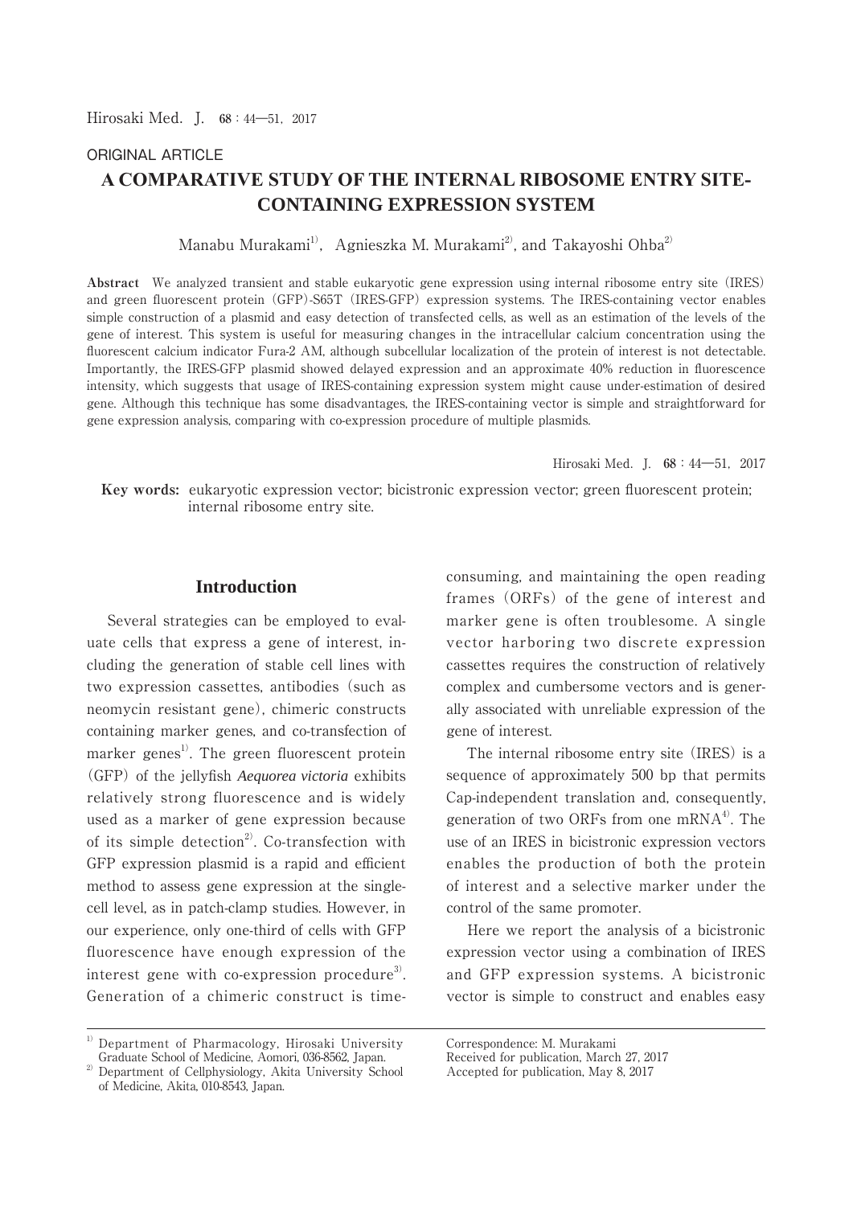ORIGINAL ARTICLE

# A COMPARATIVE STUDY OF THE INTERNAL RIBOSOME ENTRY SITE-CONTAINING EXPRESSION SYSTEM

Manabu Murakami[1], Agnieszka M. Murakami[2], and Takayoshi Ohba[2]

**Abstract** We analyzed transient and stable eukaryotic gene expression using internal ribosome entry site (IRES) and green fluorescent protein (GFP)-S65T (IRES-GFP) expression systems. The IRES-containing vector enables simple construction of a plasmid and easy detection of transfected cells, as well as an estimation of the levels of the gene of interest. This system is useful for measuring changes in the intracellular calcium concentration using the fluorescent calcium indicator Fura-2 AM, although subcellular localization of the protein of interest is not detectable. Importantly, the IRES-GFP plasmid showed delayed expression and an approximate 40% reduction in fluorescence intensity, which suggests that usage of IRES-containing expression system might cause under-estimation of desired gene. Although this technique has some disadvantages, the IRES-containing vector is simple and straightforward for gene expression analysis, comparing with co-expression procedure of multiple plasmids.

**Key words:** eukaryotic expression vector; bicistronic expression vector; green fluorescent protein; internal ribosome entry site.

## Introduction

Several strategies can be employed to evaluate cells that express a gene of interest, including the generation of stable cell lines with two expression cassettes, antibodies (such as neomycin resistant gene), chimeric constructs containing marker genes, and co-transfection of marker genes[1]. The green fluorescent protein (GFP) of the jellyfish *Aequorea victoria* exhibits relatively strong fluorescence and is widely used as a marker of gene expression because of its simple detection[2]. Co-transfection with GFP expression plasmid is a rapid and efficient method to assess gene expression at the single-cell level, as in patch-clamp studies. However, in our experience, only one-third of cells with GFP fluorescence have enough expression of the interest gene with co-expression procedure[3]. Generation of a chimeric construct is time-consuming, and maintaining the open reading frames (ORFs) of the gene of interest and marker gene is often troublesome. A single vector harboring two discrete expression cassettes requires the construction of relatively complex and cumbersome vectors and is generally associated with unreliable expression of the gene of interest.

The internal ribosome entry site (IRES) is a sequence of approximately 500 bp that permits Cap-independent translation and, consequently, generation of two ORFs from one mRNA[4]. The use of an IRES in bicistronic expression vectors enables the production of both the protein of interest and a selective marker under the control of the same promoter.

Here we report the analysis of a bicistronic expression vector using a combination of IRES and GFP expression systems. A bicistronic vector is simple to construct and enables easy

---

[1] Department of Pharmacology, Hirosaki University Graduate School of Medicine, Aomori, 036-8562, Japan.

[2] Department of Cellphysiology, Akita University School of Medicine, Akita, 010-8543, Japan.

Correspondence: M. Murakami
Received for publication, March 27, 2017
Accepted for publication, May 8, 2017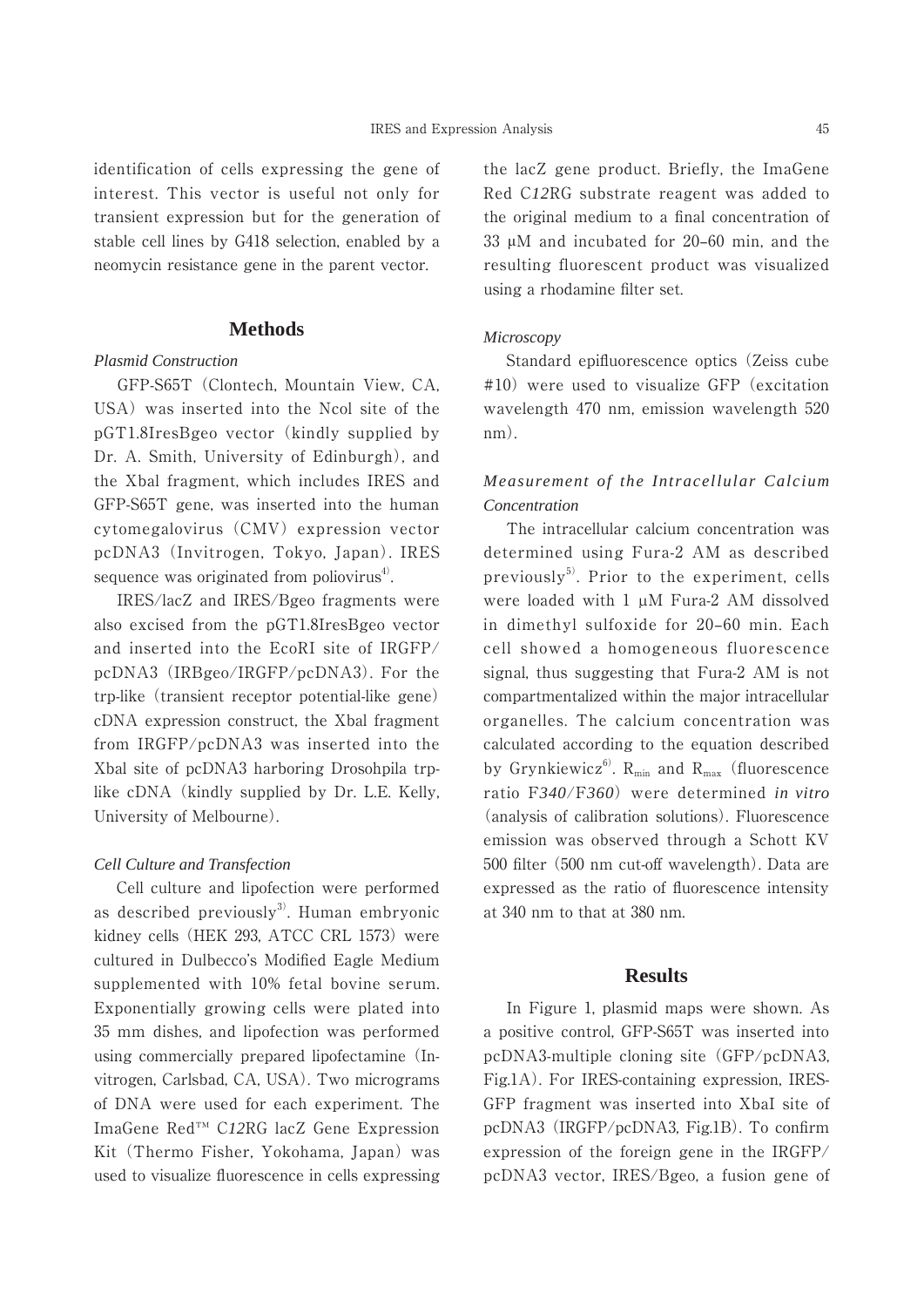identification of cells expressing the gene of interest. This vector is useful not only for transient expression but for the generation of stable cell lines by G418 selection, enabled by a neomycin resistance gene in the parent vector.

## Methods

### *Plasmid Construction*

GFP-S65T (Clontech, Mountain View, CA, USA) was inserted into the NcoI site of the pGT1.8IresBgeo vector (kindly supplied by Dr. A. Smith, University of Edinburgh), and the XbaI fragment, which includes IRES and GFP-S65T gene, was inserted into the human cytomegalovirus (CMV) expression vector pcDNA3 (Invitrogen, Tokyo, Japan). IRES sequence was originated from poliovirus[4].

IRES/lacZ and IRES/Bgeo fragments were also excised from the pGT1.8IresBgeo vector and inserted into the EcoRI site of IRGFP/pcDNA3 (IRBgeo/IRGFP/pcDNA3). For the trp-like (transient receptor potential-like gene) cDNA expression construct, the XbaI fragment from IRGFP/pcDNA3 was inserted into the XbaI site of pcDNA3 harboring Drosohpila trp-like cDNA (kindly supplied by Dr. L.E. Kelly, University of Melbourne).

### *Cell Culture and Transfection*

Cell culture and lipofection were performed as described previously[3]. Human embryonic kidney cells (HEK 293, ATCC CRL 1573) were cultured in Dulbecco's Modified Eagle Medium supplemented with 10% fetal bovine serum. Exponentially growing cells were plated into 35 mm dishes, and lipofection was performed using commercially prepared lipofectamine (Invitrogen, Carlsbad, CA, USA). Two micrograms of DNA were used for each experiment. The ImaGene Red™ C*12*RG lacZ Gene Expression Kit (Thermo Fisher, Yokohama, Japan) was used to visualize fluorescence in cells expressing the lacZ gene product. Briefly, the ImaGene Red C*12*RG substrate reagent was added to the original medium to a final concentration of 33 μM and incubated for 20–60 min, and the resulting fluorescent product was visualized using a rhodamine filter set.

### *Microscopy*

Standard epifluorescence optics (Zeiss cube #10) were used to visualize GFP (excitation wavelength 470 nm, emission wavelength 520 nm).

### *Measurement of the Intracellular Calcium Concentration*

The intracellular calcium concentration was determined using Fura-2 AM as described previously[5]. Prior to the experiment, cells were loaded with 1 μM Fura-2 AM dissolved in dimethyl sulfoxide for 20–60 min. Each cell showed a homogeneous fluorescence signal, thus suggesting that Fura-2 AM is not compartmentalized within the major intracellular organelles. The calcium concentration was calculated according to the equation described by Grynkiewicz[6]. $R_{min}$ and $R_{max}$ (fluorescence ratio F*340*/F*360*) were determined *in vitro* (analysis of calibration solutions). Fluorescence emission was observed through a Schott KV 500 filter (500 nm cut-off wavelength). Data are expressed as the ratio of fluorescence intensity at 340 nm to that at 380 nm.

## Results

In Figure 1, plasmid maps were shown. As a positive control, GFP-S65T was inserted into pcDNA3-multiple cloning site (GFP/pcDNA3, Fig.1A). For IRES-containing expression, IRES-GFP fragment was inserted into XbaI site of pcDNA3 (IRGFP/pcDNA3, Fig.1B). To confirm expression of the foreign gene in the IRGFP/pcDNA3 vector, IRES/Bgeo, a fusion gene of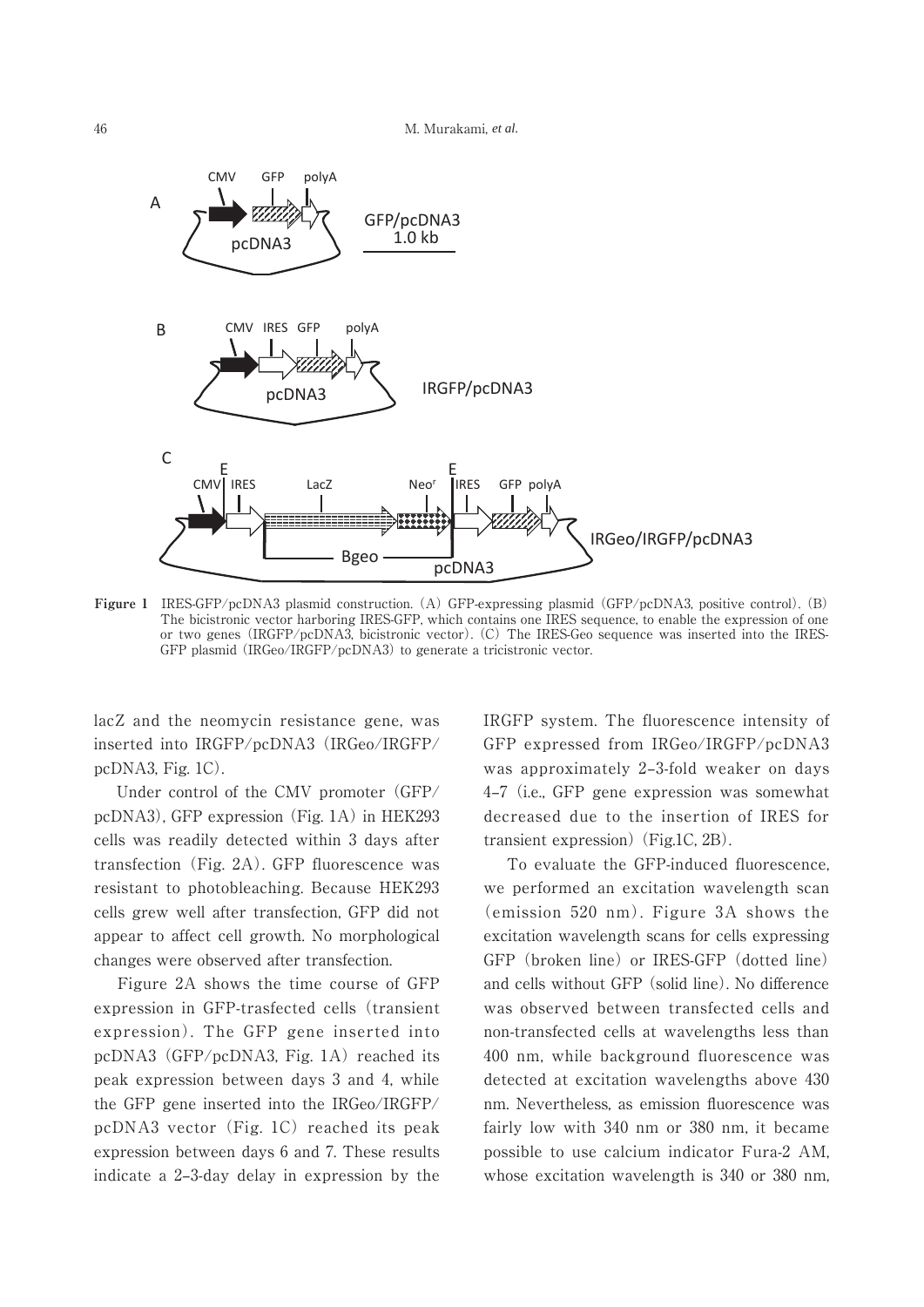**Figure 1** IRES-GFP/pcDNA3 plasmid construction. (A) GFP-expressing plasmid (GFP/pcDNA3, positive control). (B) The bicistronic vector harboring IRES-GFP, which contains one IRES sequence, to enable the expression of one or two genes (IRGFP/pcDNA3, bicistronic vector). (C) The IRES-Geo sequence was inserted into the IRES-GFP plasmid (IRGeo/IRGFP/pcDNA3) to generate a tricistronic vector.

lacZ and the neomycin resistance gene, was inserted into IRGFP/pcDNA3 (IRGeo/IRGFP/pcDNA3, Fig. 1C).

Under control of the CMV promoter (GFP/pcDNA3), GFP expression (Fig. 1A) in HEK293 cells was readily detected within 3 days after transfection (Fig. 2A). GFP fluorescence was resistant to photobleaching. Because HEK293 cells grew well after transfection, GFP did not appear to affect cell growth. No morphological changes were observed after transfection.

Figure 2A shows the time course of GFP expression in GFP-trasfected cells (transient expression). The GFP gene inserted into pcDNA3 (GFP/pcDNA3, Fig. 1A) reached its peak expression between days 3 and 4, while the GFP gene inserted into the IRGeo/IRGFP/pcDNA3 vector (Fig. 1C) reached its peak expression between days 6 and 7. These results indicate a 2–3-day delay in expression by the IRGFP system. The fluorescence intensity of GFP expressed from IRGeo/IRGFP/pcDNA3 was approximately 2–3-fold weaker on days 4–7 (i.e., GFP gene expression was somewhat decreased due to the insertion of IRES for transient expression) (Fig.1C, 2B).

To evaluate the GFP-induced fluorescence, we performed an excitation wavelength scan (emission 520 nm). Figure 3A shows the excitation wavelength scans for cells expressing GFP (broken line) or IRES-GFP (dotted line) and cells without GFP (solid line). No difference was observed between transfected cells and non-transfected cells at wavelengths less than 400 nm, while background fluorescence was detected at excitation wavelengths above 430 nm. Nevertheless, as emission fluorescence was fairly low with 340 nm or 380 nm, it became possible to use calcium indicator Fura-2 AM, whose excitation wavelength is 340 or 380 nm,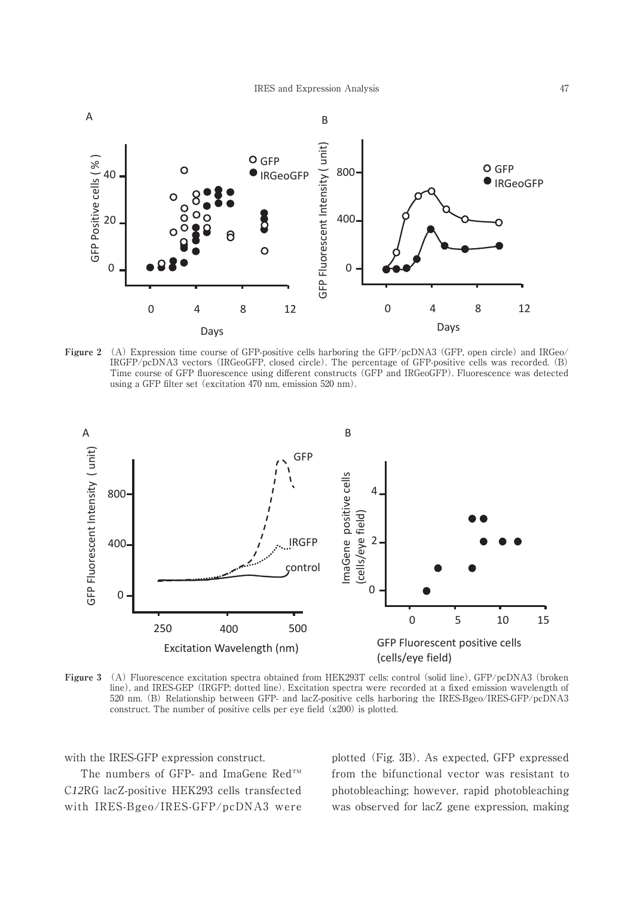**Figure 2** (A) Expression time course of GFP-positive cells harboring the GFP/pcDNA3 (GFP, open circle) and IRGeo/IRGFP/pcDNA3 vectors (IRGeoGFP, closed circle). The percentage of GFP-positive cells was recorded. (B) Time course of GFP fluorescence using different constructs (GFP and IRGeoGFP). Fluorescence was detected using a GFP filter set (excitation 470 nm, emission 520 nm).

**Figure 3** (A) Fluorescence excitation spectra obtained from HEK293T cells: control (solid line), GFP/pcDNA3 (broken line), and IRES-GEP (IRGFP; dotted line). Excitation spectra were recorded at a fixed emission wavelength of 520 nm. (B) Relationship between GFP- and lacZ-positive cells harboring the IRES-Bgeo/IRES-GFP/pcDNA3 construct. The number of positive cells per eye field (x200) is plotted.

with the IRES-GFP expression construct.

The numbers of GFP- and ImaGene Red™ C*12*RG lacZ-positive HEK293 cells transfected with IRES-Bgeo/IRES-GFP/pcDNA3 were plotted (Fig. 3B). As expected, GFP expressed from the bifunctional vector was resistant to photobleaching; however, rapid photobleaching was observed for lacZ gene expression, making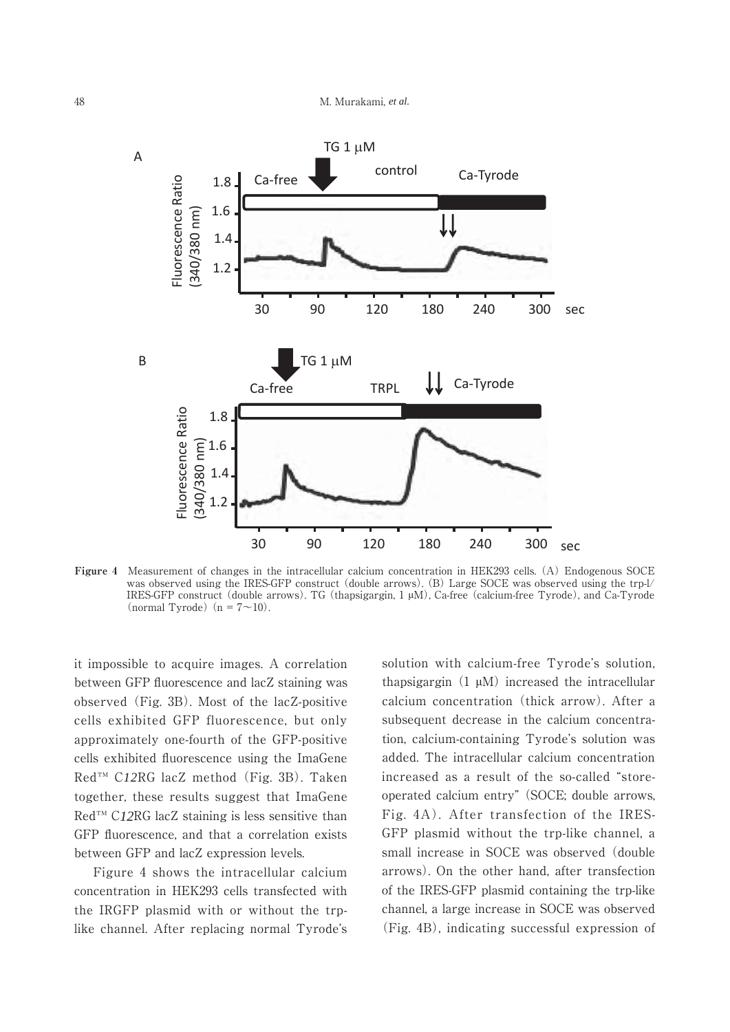Figure 4 Measurement of changes in the intracellular calcium concentration in HEK293 cells. (A) Endogenous SOCE was observed using the IRES-GFP construct (double arrows). (B) Large SOCE was observed using the trp-l/IRES-GFP construct (double arrows). TG (thapsigargin, 1 μM), Ca-free (calcium-free Tyrode), and Ca-Tyrode (normal Tyrode) (n = 7〜10).

it impossible to acquire images. A correlation between GFP fluorescence and lacZ staining was observed (Fig. 3B). Most of the lacZ-positive cells exhibited GFP fluorescence, but only approximately one-fourth of the GFP-positive cells exhibited fluorescence using the ImaGene Red™ C*12*RG lacZ method (Fig. 3B). Taken together, these results suggest that ImaGene Red™ C*12*RG lacZ staining is less sensitive than GFP fluorescence, and that a correlation exists between GFP and lacZ expression levels.

Figure 4 shows the intracellular calcium concentration in HEK293 cells transfected with the IRGFP plasmid with or without the trp-like channel. After replacing normal Tyrode's solution with calcium-free Tyrode's solution, thapsigargin (1 μM) increased the intracellular calcium concentration (thick arrow). After a subsequent decrease in the calcium concentration, calcium-containing Tyrode's solution was added. The intracellular calcium concentration increased as a result of the so-called "store-operated calcium entry" (SOCE; double arrows, Fig. 4A). After transfection of the IRES-GFP plasmid without the trp-like channel, a small increase in SOCE was observed (double arrows). On the other hand, after transfection of the IRES-GFP plasmid containing the trp-like channel, a large increase in SOCE was observed (Fig. 4B), indicating successful expression of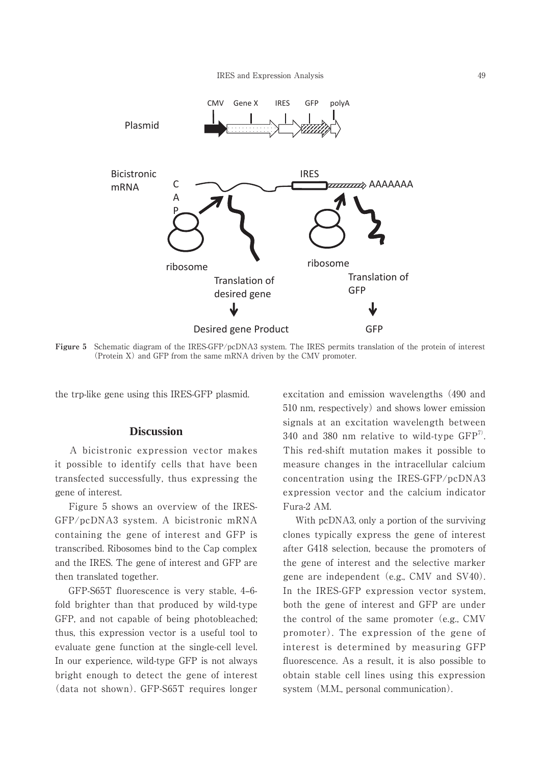**Figure 5** Schematic diagram of the IRES-GFP/pcDNA3 system. The IRES permits translation of the protein of interest (Protein X) and GFP from the same mRNA driven by the CMV promoter.

the trp-like gene using this IRES-GFP plasmid.

## Discussion

A bicistronic expression vector makes it possible to identify cells that have been transfected successfully, thus expressing the gene of interest.

Figure 5 shows an overview of the IRES-GFP/pcDNA3 system. A bicistronic mRNA containing the gene of interest and GFP is transcribed. Ribosomes bind to the Cap complex and the IRES. The gene of interest and GFP are then translated together.

GFP-S65T fluorescence is very stable, 4–6-fold brighter than that produced by wild-type GFP, and not capable of being photobleached; thus, this expression vector is a useful tool to evaluate gene function at the single-cell level. In our experience, wild-type GFP is not always bright enough to detect the gene of interest (data not shown). GFP-S65T requires longer excitation and emission wavelengths (490 and 510 nm, respectively) and shows lower emission signals at an excitation wavelength between 340 and 380 nm relative to wild-type GFP[7]. This red-shift mutation makes it possible to measure changes in the intracellular calcium concentration using the IRES-GFP/pcDNA3 expression vector and the calcium indicator Fura-2 AM.

With pcDNA3, only a portion of the surviving clones typically express the gene of interest after G418 selection, because the promoters of the gene of interest and the selective marker gene are independent (e.g., CMV and SV40). In the IRES-GFP expression vector system, both the gene of interest and GFP are under the control of the same promoter (e.g., CMV promoter). The expression of the gene of interest is determined by measuring GFP fluorescence. As a result, it is also possible to obtain stable cell lines using this expression system (M.M., personal communication).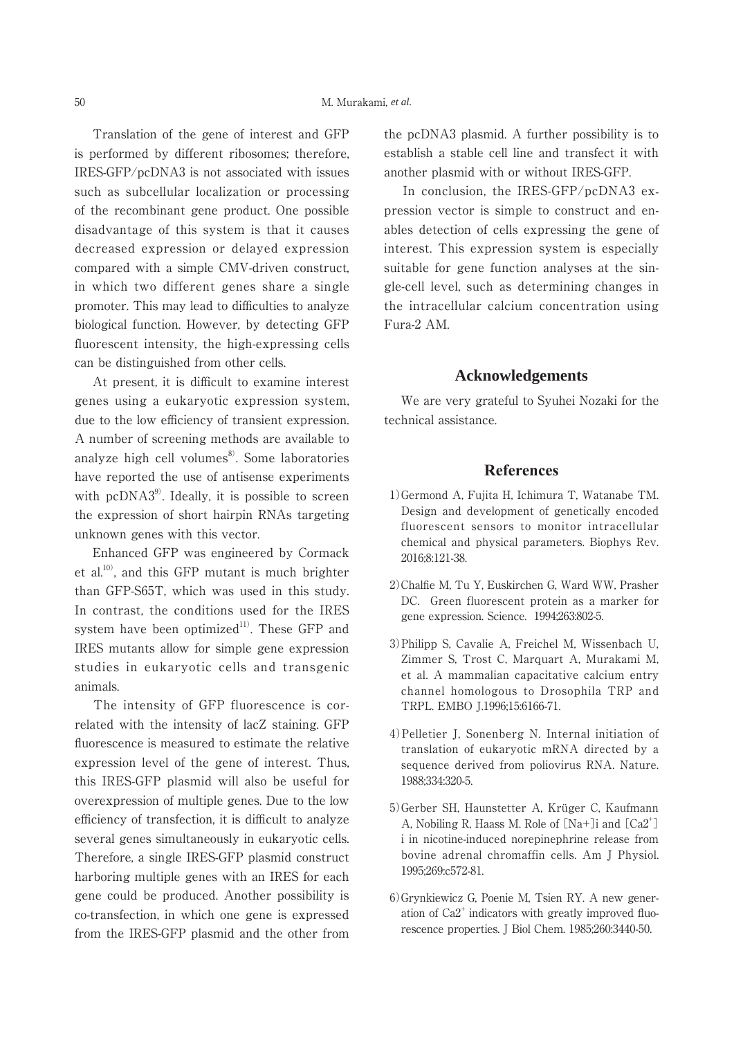Translation of the gene of interest and GFP is performed by different ribosomes; therefore, IRES-GFP/pcDNA3 is not associated with issues such as subcellular localization or processing of the recombinant gene product. One possible disadvantage of this system is that it causes decreased expression or delayed expression compared with a simple CMV-driven construct, in which two different genes share a single promoter. This may lead to difficulties to analyze biological function. However, by detecting GFP fluorescent intensity, the high-expressing cells can be distinguished from other cells.

At present, it is difficult to examine interest genes using a eukaryotic expression system, due to the low efficiency of transient expression. A number of screening methods are available to analyze high cell volumes[8]. Some laboratories have reported the use of antisense experiments with pcDNA3[9]. Ideally, it is possible to screen the expression of short hairpin RNAs targeting unknown genes with this vector.

Enhanced GFP was engineered by Cormack et al.[10], and this GFP mutant is much brighter than GFP-S65T, which was used in this study. In contrast, the conditions used for the IRES system have been optimized[11]. These GFP and IRES mutants allow for simple gene expression studies in eukaryotic cells and transgenic animals.

The intensity of GFP fluorescence is correlated with the intensity of lacZ staining. GFP fluorescence is measured to estimate the relative expression level of the gene of interest. Thus, this IRES-GFP plasmid will also be useful for overexpression of multiple genes. Due to the low efficiency of transfection, it is difficult to analyze several genes simultaneously in eukaryotic cells. Therefore, a single IRES-GFP plasmid construct harboring multiple genes with an IRES for each gene could be produced. Another possibility is co-transfection, in which one gene is expressed from the IRES-GFP plasmid and the other from the pcDNA3 plasmid. A further possibility is to establish a stable cell line and transfect it with another plasmid with or without IRES-GFP.

In conclusion, the IRES-GFP/pcDNA3 expression vector is simple to construct and enables detection of cells expressing the gene of interest. This expression system is especially suitable for gene function analyses at the single-cell level, such as determining changes in the intracellular calcium concentration using Fura-2 AM.

## Acknowledgements

We are very grateful to Syuhei Nozaki for the technical assistance.

## References

1) Germond A, Fujita H, Ichimura T, Watanabe TM. Design and development of genetically encoded fluorescent sensors to monitor intracellular chemical and physical parameters. Biophys Rev. 2016;8:121-38.

2) Chalfie M, Tu Y, Euskirchen G, Ward WW, Prasher DC. Green fluorescent protein as a marker for gene expression. Science. 1994;263:802-5.

3) Philipp S, Cavalie A, Freichel M, Wissenbach U, Zimmer S, Trost C, Marquart A, Murakami M, et al. A mammalian capacitative calcium entry channel homologous to Drosophila TRP and TRPL. EMBO J.1996;15:6166-71.

4) Pelletier J, Sonenberg N. Internal initiation of translation of eukaryotic mRNA directed by a sequence derived from poliovirus RNA. Nature. 1988;334:320-5.

5) Gerber SH, Haunstetter A, Krüger C, Kaufmann A, Nobiling R, Haass M. Role of $[Na^+]_i$ and $[Ca^{2+}]_i$ in nicotine-induced norepinephrine release from bovine adrenal chromaffin cells. Am J Physiol. 1995;269:c572-81.

6) Grynkiewicz G, Poenie M, Tsien RY. A new generation of $Ca^{2+}$ indicators with greatly improved fluorescence properties. J Biol Chem. 1985;260:3440-50.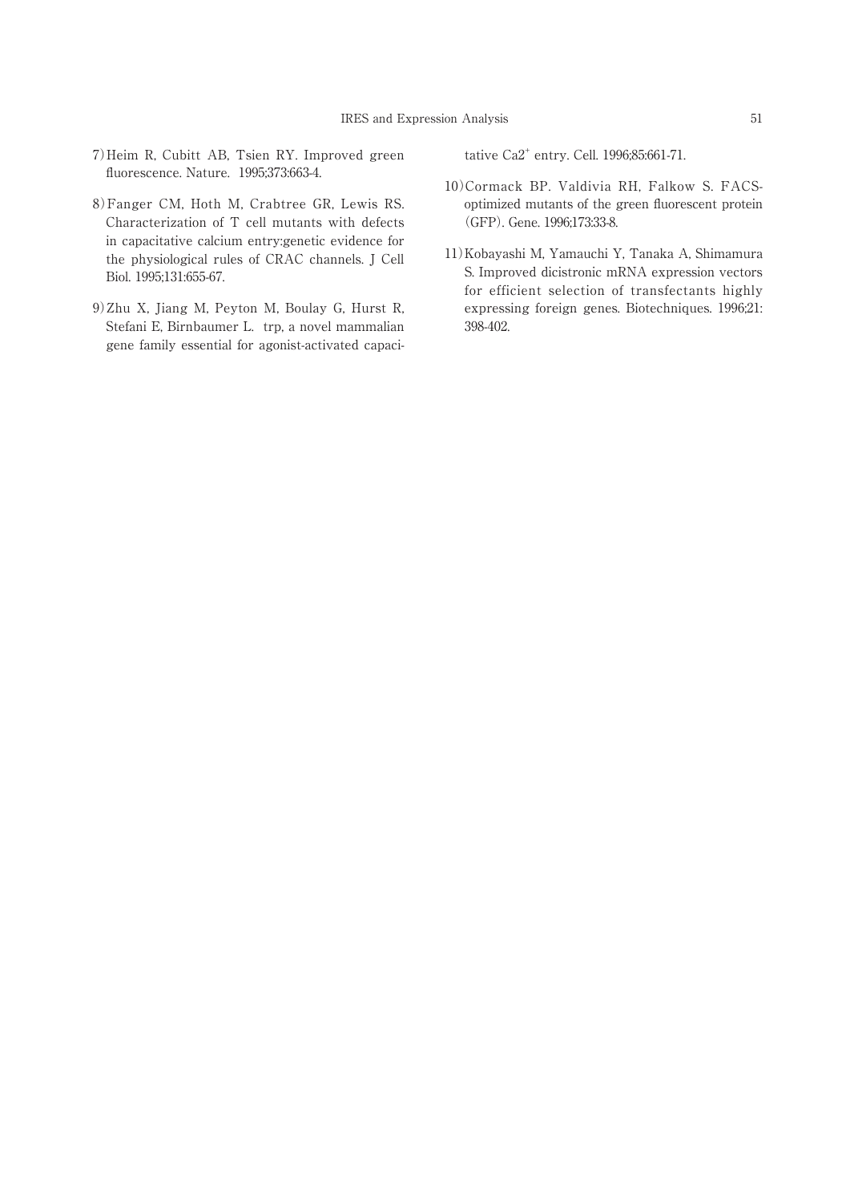7) Heim R, Cubitt AB, Tsien RY. Improved green fluorescence. Nature. 1995;373:663-4.

8) Fanger CM, Hoth M, Crabtree GR, Lewis RS. Characterization of T cell mutants with defects in capacitative calcium entry:genetic evidence for the physiological rules of CRAC channels. J Cell Biol. 1995;131:655-67.

9) Zhu X, Jiang M, Peyton M, Boulay G, Hurst R, Stefani E, Birnbaumer L. trp, a novel mammalian gene family essential for agonist-activated capacitative $Ca2^{+}$ entry. Cell. 1996;85:661-71.

10) Cormack BP. Valdivia RH, Falkow S. FACS-optimized mutants of the green fluorescent protein (GFP). Gene. 1996;173:33-8.

11) Kobayashi M, Yamauchi Y, Tanaka A, Shimamura S. Improved dicistronic mRNA expression vectors for efficient selection of transfectants highly expressing foreign genes. Biotechniques. 1996;21: 398-402.